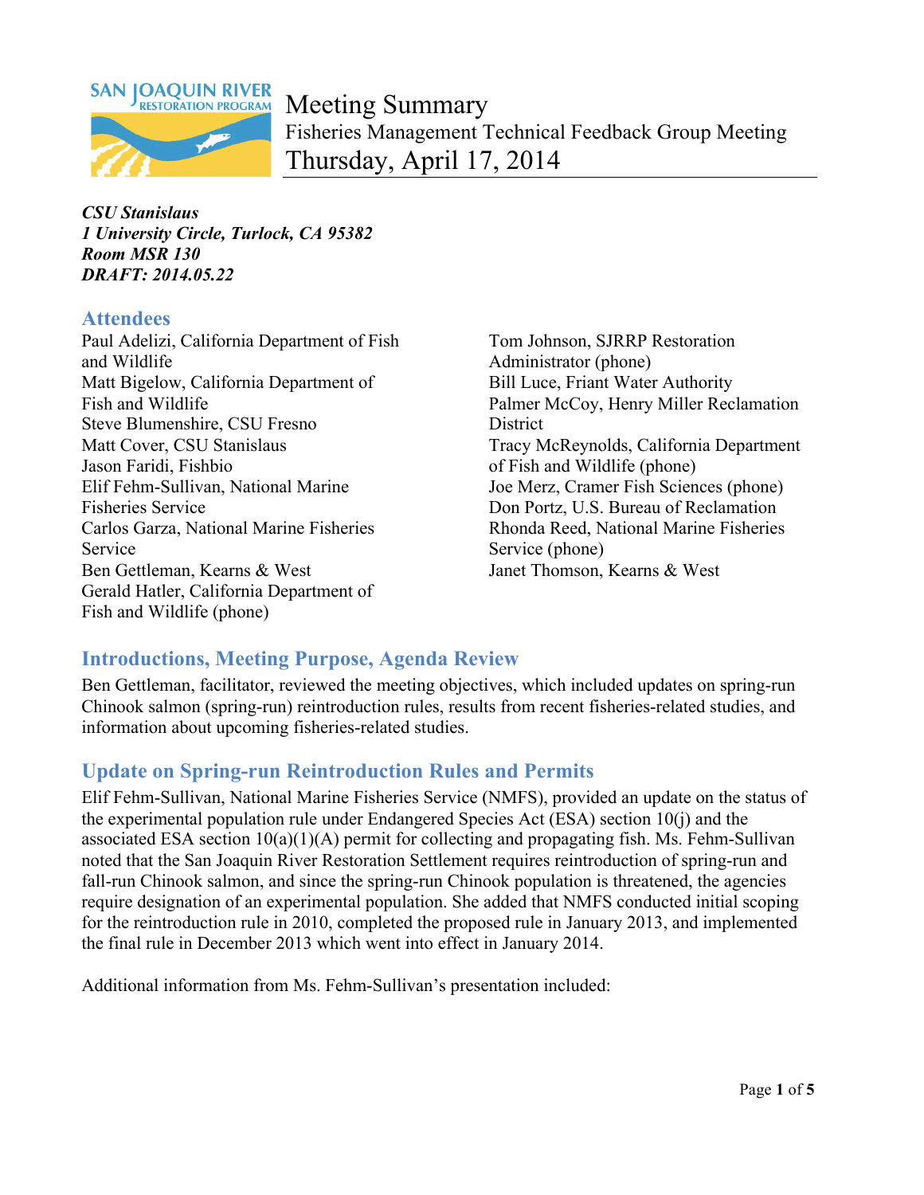# Meeting Summary

## Fisheries Management Technical Feedback Group Meeting

## Thursday, April 17, 2014

***CSU Stanislaus***
***1 University Circle, Turlock, CA 95382***
***Room MSR 130***
***DRAFT: 2014.05.22***

## Attendees

Paul Adelizi, California Department of Fish and Wildlife
Matt Bigelow, California Department of Fish and Wildlife
Steve Blumenshire, CSU Fresno
Matt Cover, CSU Stanislaus
Jason Faridi, Fishbio
Elif Fehm-Sullivan, National Marine Fisheries Service
Carlos Garza, National Marine Fisheries Service
Ben Gettleman, Kearns & West
Gerald Hatler, California Department of Fish and Wildlife (phone)
Tom Johnson, SJRRP Restoration Administrator (phone)
Bill Luce, Friant Water Authority
Palmer McCoy, Henry Miller Reclamation District
Tracy McReynolds, California Department of Fish and Wildlife (phone)
Joe Merz, Cramer Fish Sciences (phone)
Don Portz, U.S. Bureau of Reclamation
Rhonda Reed, National Marine Fisheries Service (phone)
Janet Thomson, Kearns & West

## Introductions, Meeting Purpose, Agenda Review

Ben Gettleman, facilitator, reviewed the meeting objectives, which included updates on spring-run Chinook salmon (spring-run) reintroduction rules, results from recent fisheries-related studies, and information about upcoming fisheries-related studies.

## Update on Spring-run Reintroduction Rules and Permits

Elif Fehm-Sullivan, National Marine Fisheries Service (NMFS), provided an update on the status of the experimental population rule under Endangered Species Act (ESA) section 10(j) and the associated ESA section 10(a)(1)(A) permit for collecting and propagating fish. Ms. Fehm-Sullivan noted that the San Joaquin River Restoration Settlement requires reintroduction of spring-run and fall-run Chinook salmon, and since the spring-run Chinook population is threatened, the agencies require designation of an experimental population. She added that NMFS conducted initial scoping for the reintroduction rule in 2010, completed the proposed rule in January 2013, and implemented the final rule in December 2013 which went into effect in January 2014.

Additional information from Ms. Fehm-Sullivan's presentation included: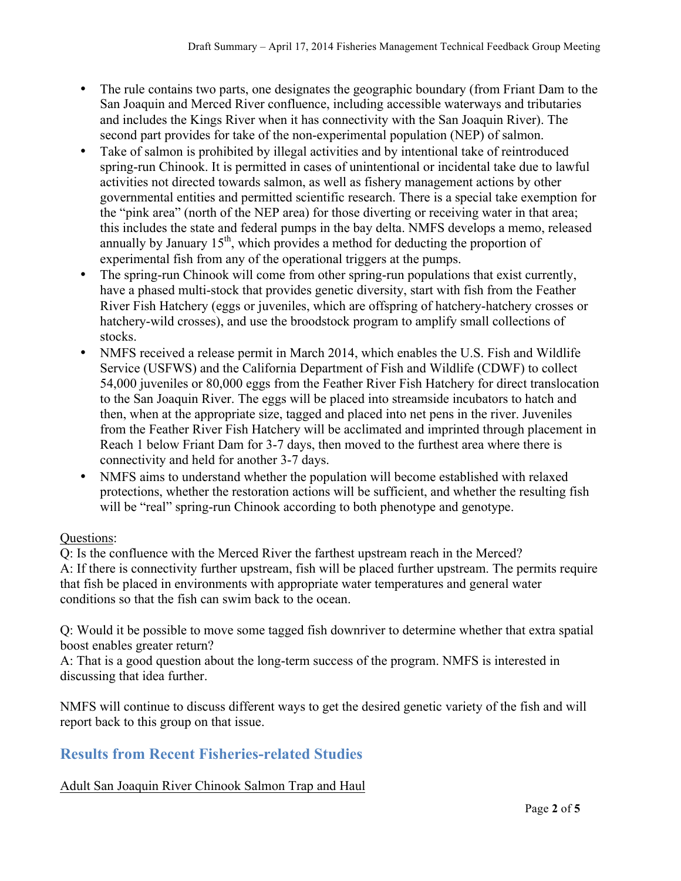- The rule contains two parts, one designates the geographic boundary (from Friant Dam to the San Joaquin and Merced River confluence, including accessible waterways and tributaries and includes the Kings River when it has connectivity with the San Joaquin River). The second part provides for take of the non-experimental population (NEP) of salmon.
- Take of salmon is prohibited by illegal activities and by intentional take of reintroduced spring-run Chinook. It is permitted in cases of unintentional or incidental take due to lawful activities not directed towards salmon, as well as fishery management actions by other governmental entities and permitted scientific research. There is a special take exemption for the "pink area" (north of the NEP area) for those diverting or receiving water in that area; this includes the state and federal pumps in the bay delta. NMFS develops a memo, released annually by January 15th, which provides a method for deducting the proportion of experimental fish from any of the operational triggers at the pumps.
- The spring-run Chinook will come from other spring-run populations that exist currently, have a phased multi-stock that provides genetic diversity, start with fish from the Feather River Fish Hatchery (eggs or juveniles, which are offspring of hatchery-hatchery crosses or hatchery-wild crosses), and use the broodstock program to amplify small collections of stocks.
- NMFS received a release permit in March 2014, which enables the U.S. Fish and Wildlife Service (USFWS) and the California Department of Fish and Wildlife (CDWF) to collect 54,000 juveniles or 80,000 eggs from the Feather River Fish Hatchery for direct translocation to the San Joaquin River. The eggs will be placed into streamside incubators to hatch and then, when at the appropriate size, tagged and placed into net pens in the river. Juveniles from the Feather River Fish Hatchery will be acclimated and imprinted through placement in Reach 1 below Friant Dam for 3-7 days, then moved to the furthest area where there is connectivity and held for another 3-7 days.
- NMFS aims to understand whether the population will become established with relaxed protections, whether the restoration actions will be sufficient, and whether the resulting fish will be "real" spring-run Chinook according to both phenotype and genotype.

Questions:

Q: Is the confluence with the Merced River the farthest upstream reach in the Merced?
A: If there is connectivity further upstream, fish will be placed further upstream. The permits require that fish be placed in environments with appropriate water temperatures and general water conditions so that the fish can swim back to the ocean.

Q: Would it be possible to move some tagged fish downriver to determine whether that extra spatial boost enables greater return?
A: That is a good question about the long-term success of the program. NMFS is interested in discussing that idea further.

NMFS will continue to discuss different ways to get the desired genetic variety of the fish and will report back to this group on that issue.

## Results from Recent Fisheries-related Studies

Adult San Joaquin River Chinook Salmon Trap and Haul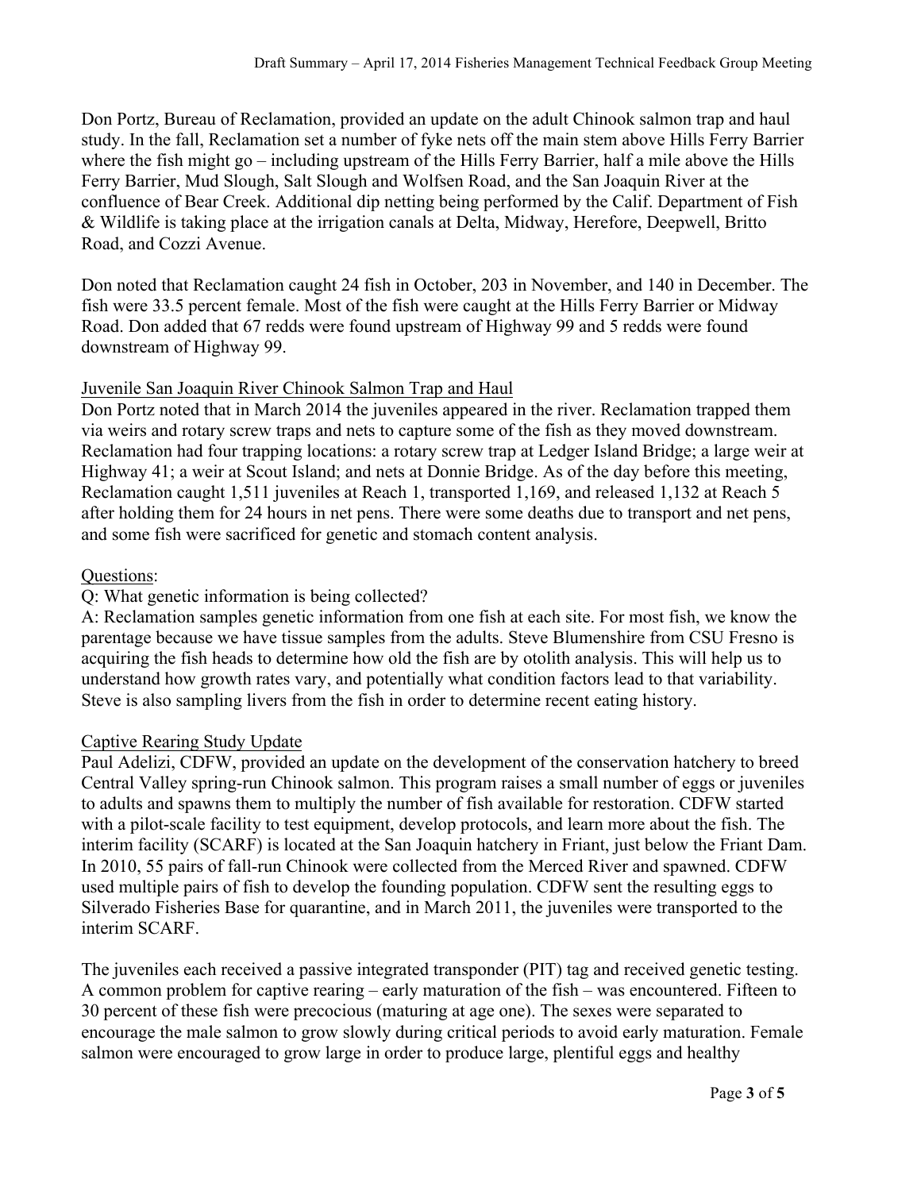Don Portz, Bureau of Reclamation, provided an update on the adult Chinook salmon trap and haul study. In the fall, Reclamation set a number of fyke nets off the main stem above Hills Ferry Barrier where the fish might go – including upstream of the Hills Ferry Barrier, half a mile above the Hills Ferry Barrier, Mud Slough, Salt Slough and Wolfsen Road, and the San Joaquin River at the confluence of Bear Creek. Additional dip netting being performed by the Calif. Department of Fish & Wildlife is taking place at the irrigation canals at Delta, Midway, Herefore, Deepwell, Britto Road, and Cozzi Avenue.

Don noted that Reclamation caught 24 fish in October, 203 in November, and 140 in December. The fish were 33.5 percent female. Most of the fish were caught at the Hills Ferry Barrier or Midway Road. Don added that 67 redds were found upstream of Highway 99 and 5 redds were found downstream of Highway 99.

<u>Juvenile San Joaquin River Chinook Salmon Trap and Haul</u>

Don Portz noted that in March 2014 the juveniles appeared in the river. Reclamation trapped them via weirs and rotary screw traps and nets to capture some of the fish as they moved downstream. Reclamation had four trapping locations: a rotary screw trap at Ledger Island Bridge; a large weir at Highway 41; a weir at Scout Island; and nets at Donnie Bridge. As of the day before this meeting, Reclamation caught 1,511 juveniles at Reach 1, transported 1,169, and released 1,132 at Reach 5 after holding them for 24 hours in net pens. There were some deaths due to transport and net pens, and some fish were sacrificed for genetic and stomach content analysis.

<u>Questions</u>:

Q: What genetic information is being collected?

A: Reclamation samples genetic information from one fish at each site. For most fish, we know the parentage because we have tissue samples from the adults. Steve Blumenshire from CSU Fresno is acquiring the fish heads to determine how old the fish are by otolith analysis. This will help us to understand how growth rates vary, and potentially what condition factors lead to that variability. Steve is also sampling livers from the fish in order to determine recent eating history.

<u>Captive Rearing Study Update</u>

Paul Adelizi, CDFW, provided an update on the development of the conservation hatchery to breed Central Valley spring-run Chinook salmon. This program raises a small number of eggs or juveniles to adults and spawns them to multiply the number of fish available for restoration. CDFW started with a pilot-scale facility to test equipment, develop protocols, and learn more about the fish. The interim facility (SCARF) is located at the San Joaquin hatchery in Friant, just below the Friant Dam. In 2010, 55 pairs of fall-run Chinook were collected from the Merced River and spawned. CDFW used multiple pairs of fish to develop the founding population. CDFW sent the resulting eggs to Silverado Fisheries Base for quarantine, and in March 2011, the juveniles were transported to the interim SCARF.

The juveniles each received a passive integrated transponder (PIT) tag and received genetic testing. A common problem for captive rearing – early maturation of the fish – was encountered. Fifteen to 30 percent of these fish were precocious (maturing at age one). The sexes were separated to encourage the male salmon to grow slowly during critical periods to avoid early maturation. Female salmon were encouraged to grow large in order to produce large, plentiful eggs and healthy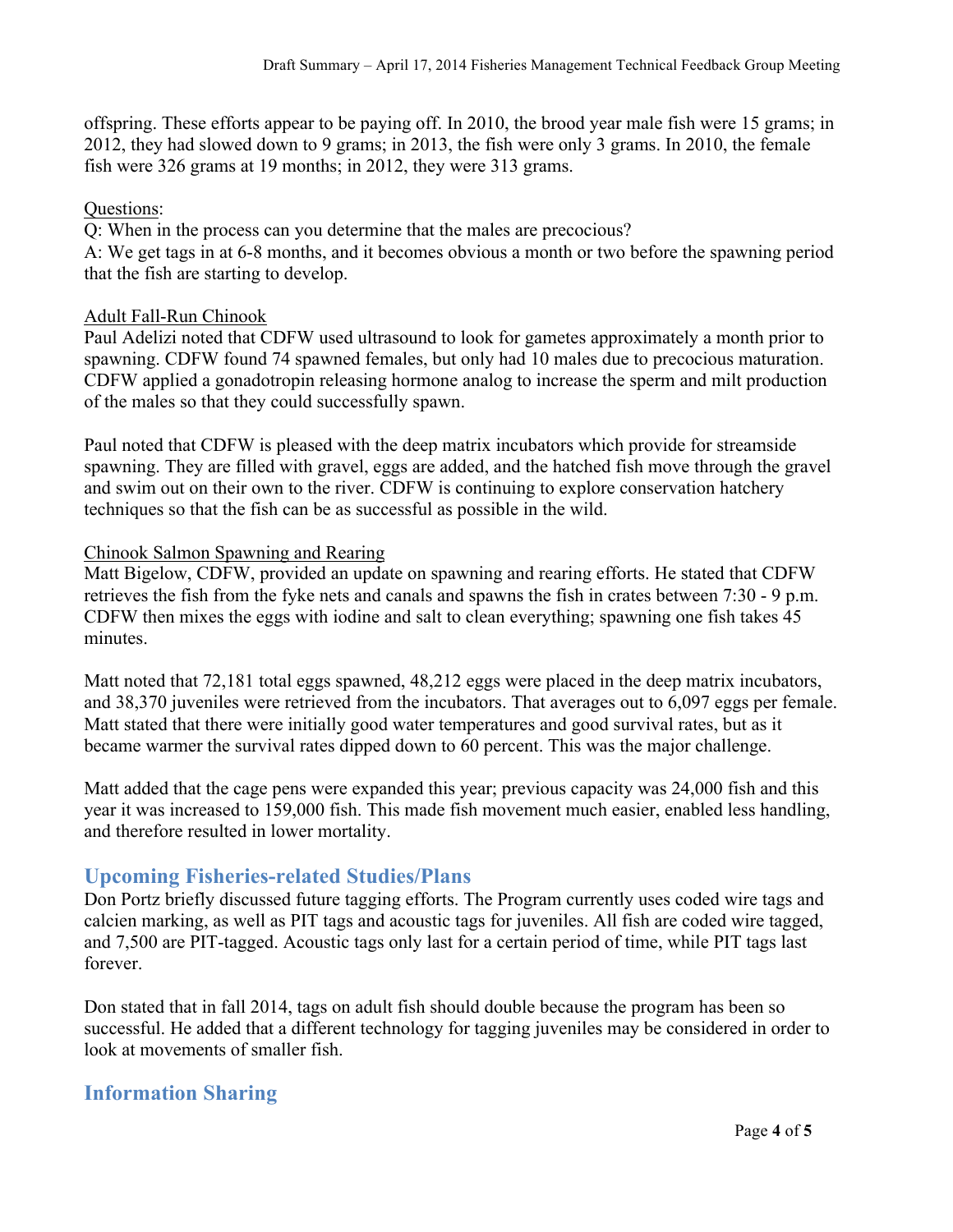offspring. These efforts appear to be paying off. In 2010, the brood year male fish were 15 grams; in 2012, they had slowed down to 9 grams; in 2013, the fish were only 3 grams. In 2010, the female fish were 326 grams at 19 months; in 2012, they were 313 grams.

Questions:

Q: When in the process can you determine that the males are precocious?

A: We get tags in at 6-8 months, and it becomes obvious a month or two before the spawning period that the fish are starting to develop.

Adult Fall-Run Chinook

Paul Adelizi noted that CDFW used ultrasound to look for gametes approximately a month prior to spawning. CDFW found 74 spawned females, but only had 10 males due to precocious maturation. CDFW applied a gonadotropin releasing hormone analog to increase the sperm and milt production of the males so that they could successfully spawn.

Paul noted that CDFW is pleased with the deep matrix incubators which provide for streamside spawning. They are filled with gravel, eggs are added, and the hatched fish move through the gravel and swim out on their own to the river. CDFW is continuing to explore conservation hatchery techniques so that the fish can be as successful as possible in the wild.

Chinook Salmon Spawning and Rearing

Matt Bigelow, CDFW, provided an update on spawning and rearing efforts. He stated that CDFW retrieves the fish from the fyke nets and canals and spawns the fish in crates between 7:30 - 9 p.m. CDFW then mixes the eggs with iodine and salt to clean everything; spawning one fish takes 45 minutes.

Matt noted that 72,181 total eggs spawned, 48,212 eggs were placed in the deep matrix incubators, and 38,370 juveniles were retrieved from the incubators. That averages out to 6,097 eggs per female. Matt stated that there were initially good water temperatures and good survival rates, but as it became warmer the survival rates dipped down to 60 percent. This was the major challenge.

Matt added that the cage pens were expanded this year; previous capacity was 24,000 fish and this year it was increased to 159,000 fish. This made fish movement much easier, enabled less handling, and therefore resulted in lower mortality.

## Upcoming Fisheries-related Studies/Plans

Don Portz briefly discussed future tagging efforts. The Program currently uses coded wire tags and calcien marking, as well as PIT tags and acoustic tags for juveniles. All fish are coded wire tagged, and 7,500 are PIT-tagged. Acoustic tags only last for a certain period of time, while PIT tags last forever.

Don stated that in fall 2014, tags on adult fish should double because the program has been so successful. He added that a different technology for tagging juveniles may be considered in order to look at movements of smaller fish.

## Information Sharing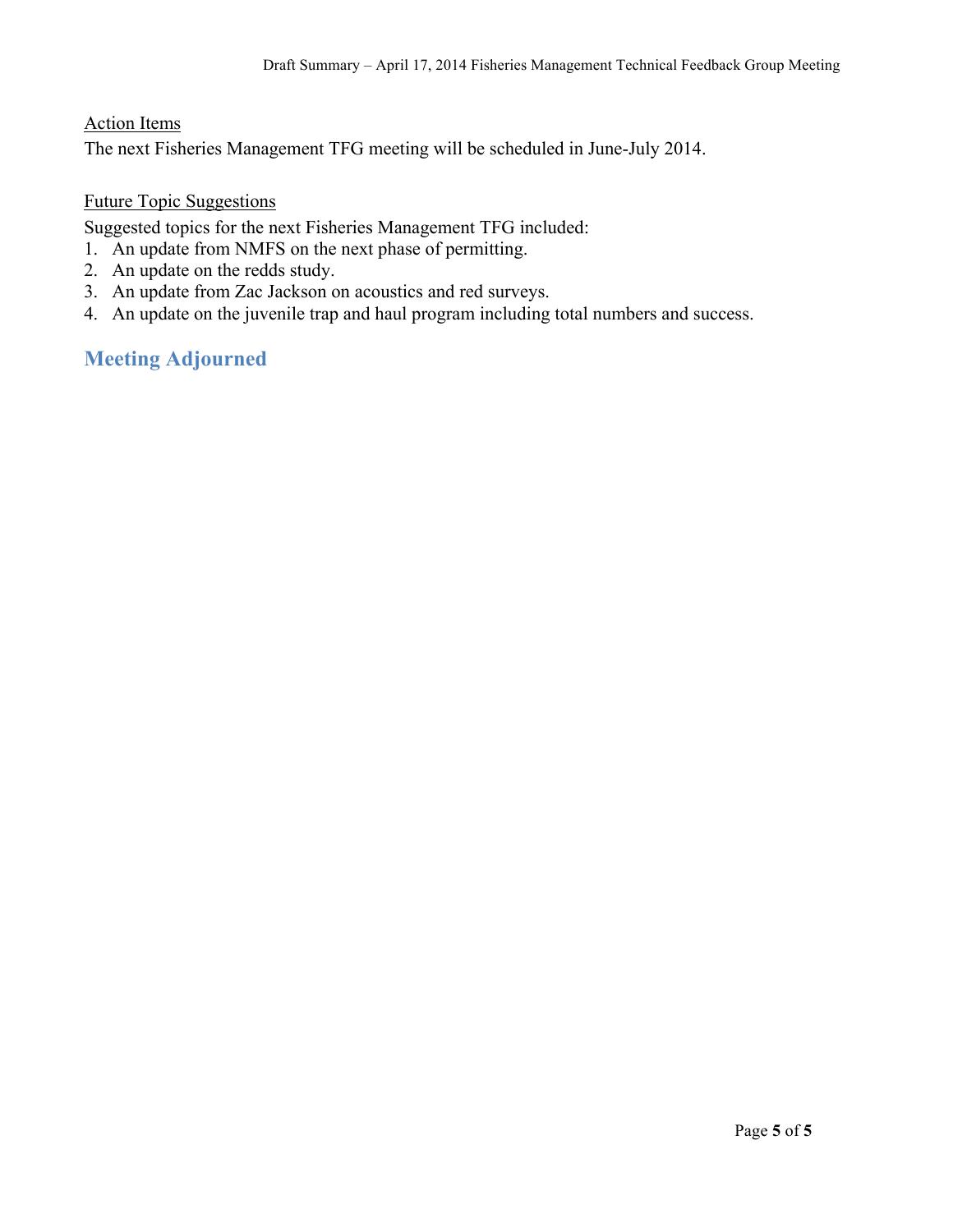Action Items

The next Fisheries Management TFG meeting will be scheduled in June-July 2014.

Future Topic Suggestions

Suggested topics for the next Fisheries Management TFG included:

1. An update from NMFS on the next phase of permitting.
2. An update on the redds study.
3. An update from Zac Jackson on acoustics and red surveys.
4. An update on the juvenile trap and haul program including total numbers and success.

## Meeting Adjourned